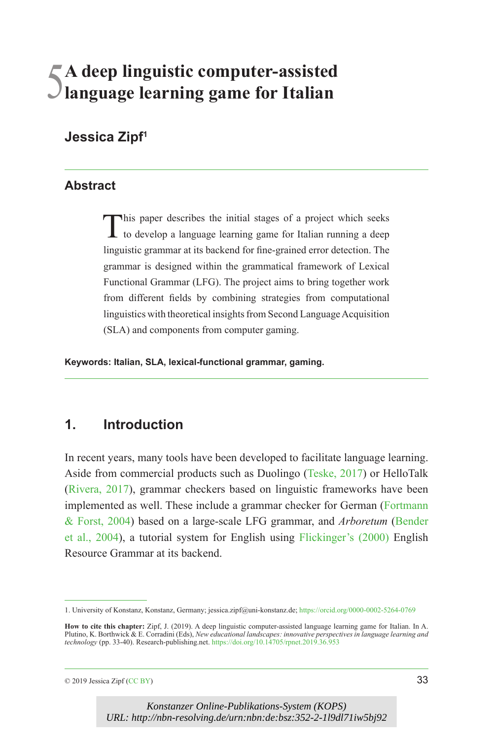# 5 A deep linguistic computer-assisted language learning game for Italian

## Jessica Zipf[1]

### Abstract

This paper describes the initial stages of a project which seeks to develop a language learning game for Italian running a deep linguistic grammar at its backend for fine-grained error detection. The grammar is designed within the grammatical framework of Lexical Functional Grammar (LFG). The project aims to bring together work from different fields by combining strategies from computational linguistics with theoretical insights from Second Language Acquisition (SLA) and components from computer gaming.

**Keywords: Italian, SLA, lexical-functional grammar, gaming.**

## 1. Introduction

In recent years, many tools have been developed to facilitate language learning. Aside from commercial products such as Duolingo (Teske, 2017) or HelloTalk (Rivera, 2017), grammar checkers based on linguistic frameworks have been implemented as well. These include a grammar checker for German (Fortmann & Forst, 2004) based on a large-scale LFG grammar, and *Arboretum* (Bender et al., 2004), a tutorial system for English using Flickinger's (2000) English Resource Grammar at its backend.

1. University of Konstanz, Konstanz, Germany; jessica.zipf@uni-konstanz.de; https://orcid.org/0000-0002-5264-0769

**How to cite this chapter:** Zipf, J. (2019). A deep linguistic computer-assisted language learning game for Italian. In A. Plutino, K. Borthwick & E. Corradini (Eds), *New educational landscapes: innovative perspectives in language learning and technology* (pp. 33-40). Research-publishing.net. https://doi.org/10.14705/rpnet.2019.36.953

© 2019 Jessica Zipf (CC BY)

*Konstanzer Online-Publikations-System (KOPS)*
*URL: http://nbn-resolving.de/urn:nbn:de:bsz:352-2-1l9dl71iw5bj92*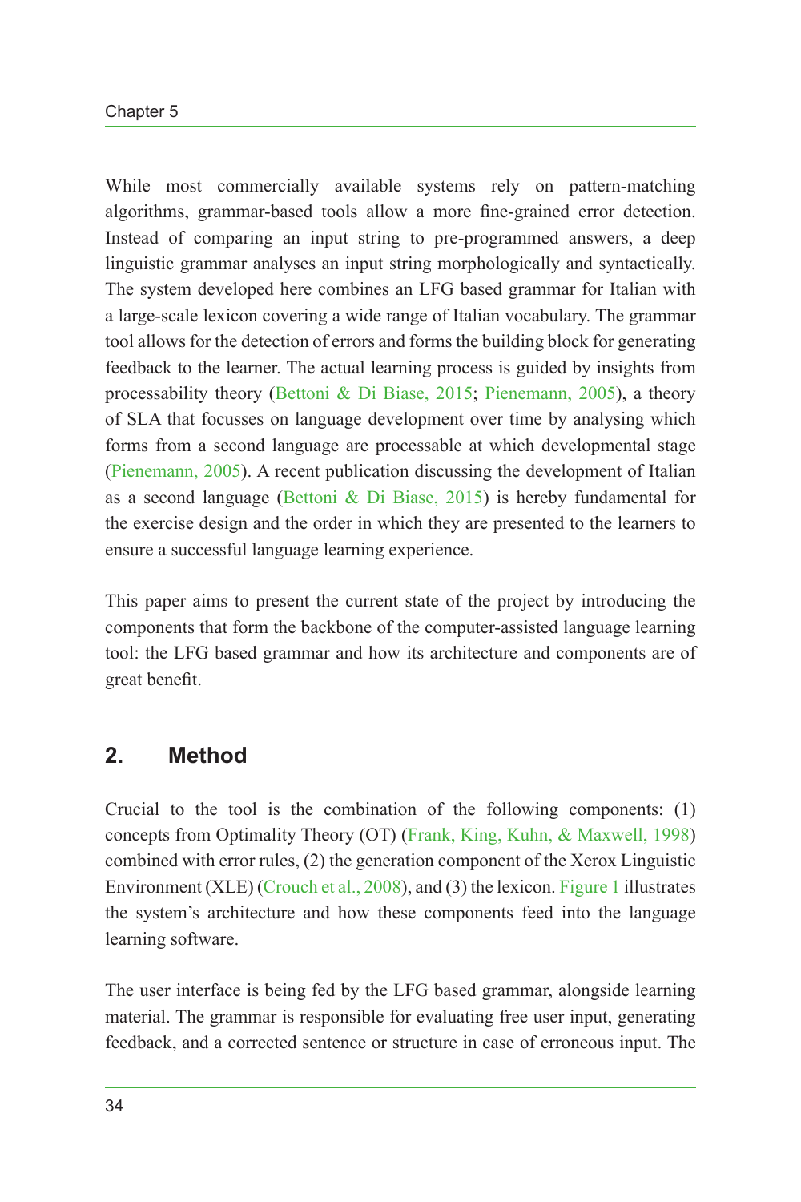While most commercially available systems rely on pattern-matching algorithms, grammar-based tools allow a more fine-grained error detection. Instead of comparing an input string to pre-programmed answers, a deep linguistic grammar analyses an input string morphologically and syntactically. The system developed here combines an LFG based grammar for Italian with a large-scale lexicon covering a wide range of Italian vocabulary. The grammar tool allows for the detection of errors and forms the building block for generating feedback to the learner. The actual learning process is guided by insights from processability theory (Bettoni & Di Biase, 2015; Pienemann, 2005), a theory of SLA that focusses on language development over time by analysing which forms from a second language are processable at which developmental stage (Pienemann, 2005). A recent publication discussing the development of Italian as a second language (Bettoni & Di Biase, 2015) is hereby fundamental for the exercise design and the order in which they are presented to the learners to ensure a successful language learning experience.

This paper aims to present the current state of the project by introducing the components that form the backbone of the computer-assisted language learning tool: the LFG based grammar and how its architecture and components are of great benefit.

## 2. Method

Crucial to the tool is the combination of the following components: (1) concepts from Optimality Theory (OT) (Frank, King, Kuhn, & Maxwell, 1998) combined with error rules, (2) the generation component of the Xerox Linguistic Environment (XLE) (Crouch et al., 2008), and (3) the lexicon. Figure 1 illustrates the system's architecture and how these components feed into the language learning software.

The user interface is being fed by the LFG based grammar, alongside learning material. The grammar is responsible for evaluating free user input, generating feedback, and a corrected sentence or structure in case of erroneous input. The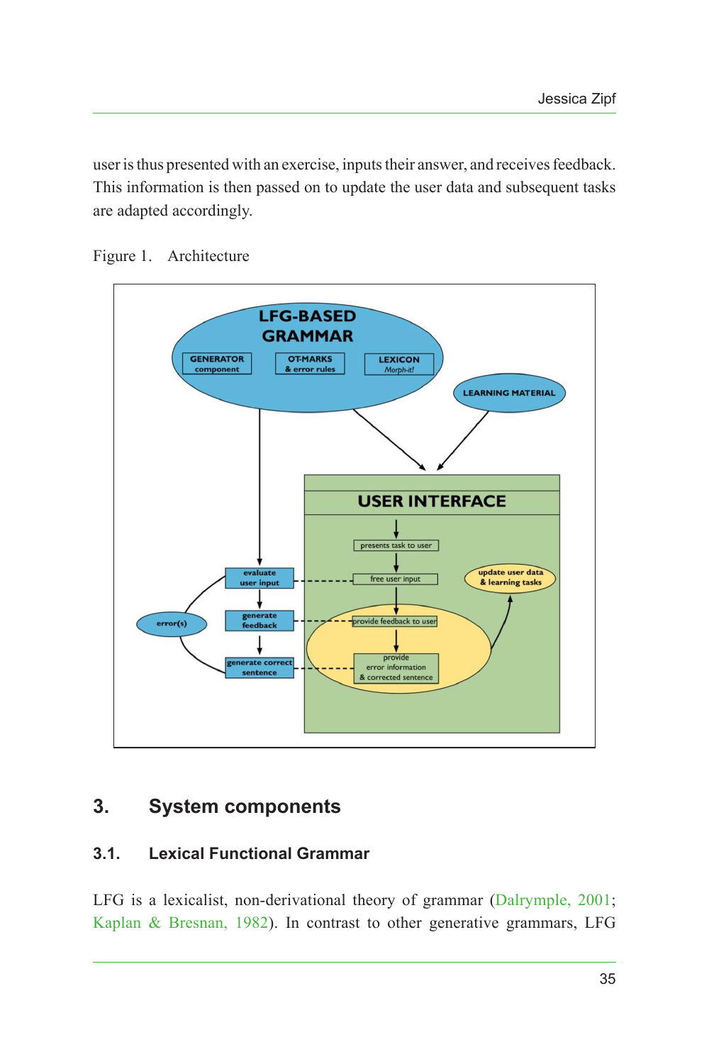user is thus presented with an exercise, inputs their answer, and receives feedback. This information is then passed on to update the user data and subsequent tasks are adapted accordingly.

Figure 1. Architecture

## 3. System components

### 3.1. Lexical Functional Grammar

LFG is a lexicalist, non-derivational theory of grammar (Dalrymple, 2001; Kaplan & Bresnan, 1982). In contrast to other generative grammars, LFG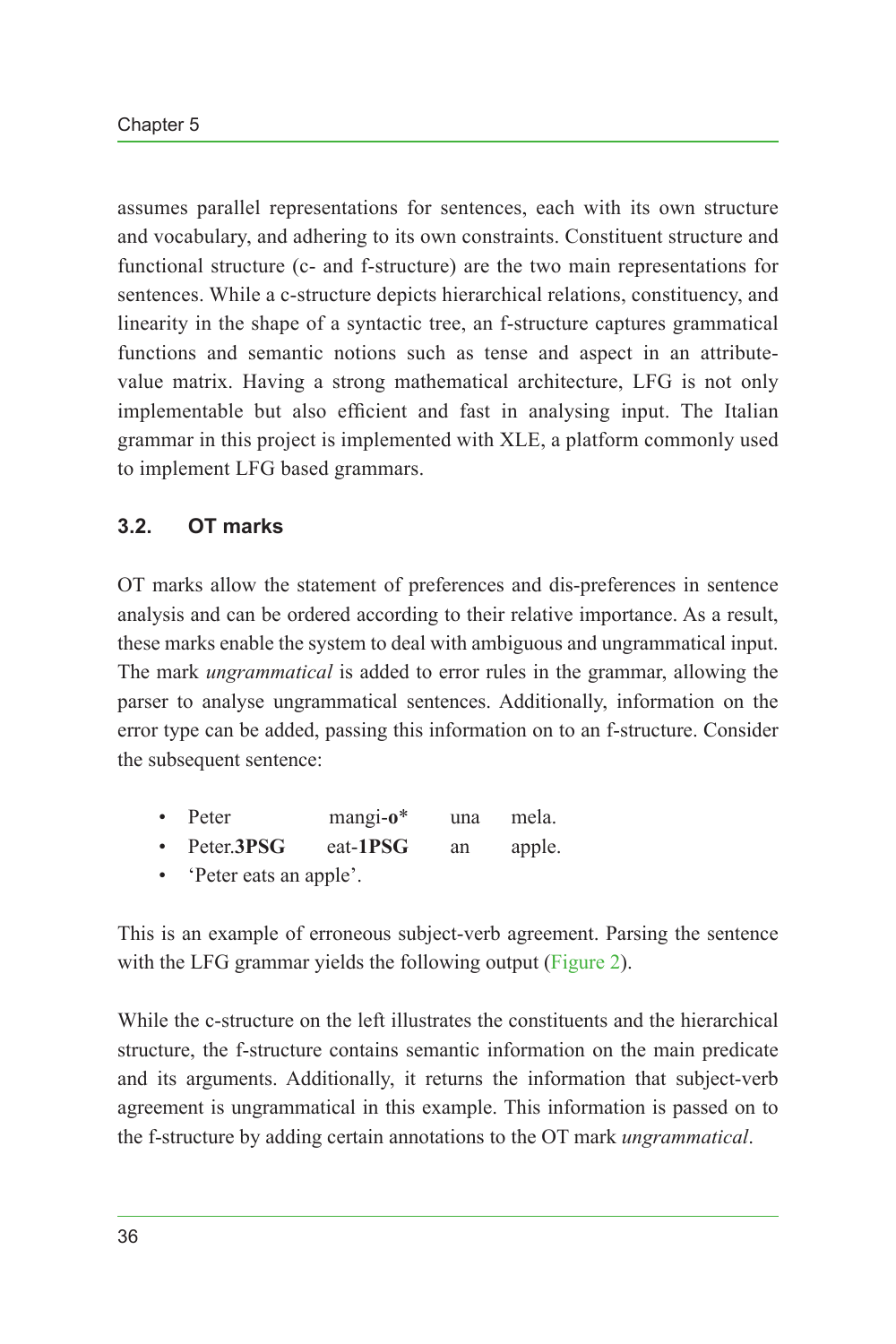assumes parallel representations for sentences, each with its own structure and vocabulary, and adhering to its own constraints. Constituent structure and functional structure (c- and f-structure) are the two main representations for sentences. While a c-structure depicts hierarchical relations, constituency, and linearity in the shape of a syntactic tree, an f-structure captures grammatical functions and semantic notions such as tense and aspect in an attribute-value matrix. Having a strong mathematical architecture, LFG is not only implementable but also efficient and fast in analysing input. The Italian grammar in this project is implemented with XLE, a platform commonly used to implement LFG based grammars.

### 3.2. OT marks

OT marks allow the statement of preferences and dis-preferences in sentence analysis and can be ordered according to their relative importance. As a result, these marks enable the system to deal with ambiguous and ungrammatical input. The mark *ungrammatical* is added to error rules in the grammar, allowing the parser to analyse ungrammatical sentences. Additionally, information on the error type can be added, passing this information on to an f-structure. Consider the subsequent sentence:

- Peter mangi-**o*** una mela.
- Peter.**3PSG** eat-**1PSG** an apple.
- 'Peter eats an apple'.

This is an example of erroneous subject-verb agreement. Parsing the sentence with the LFG grammar yields the following output (Figure 2).

While the c-structure on the left illustrates the constituents and the hierarchical structure, the f-structure contains semantic information on the main predicate and its arguments. Additionally, it returns the information that subject-verb agreement is ungrammatical in this example. This information is passed on to the f-structure by adding certain annotations to the OT mark *ungrammatical*.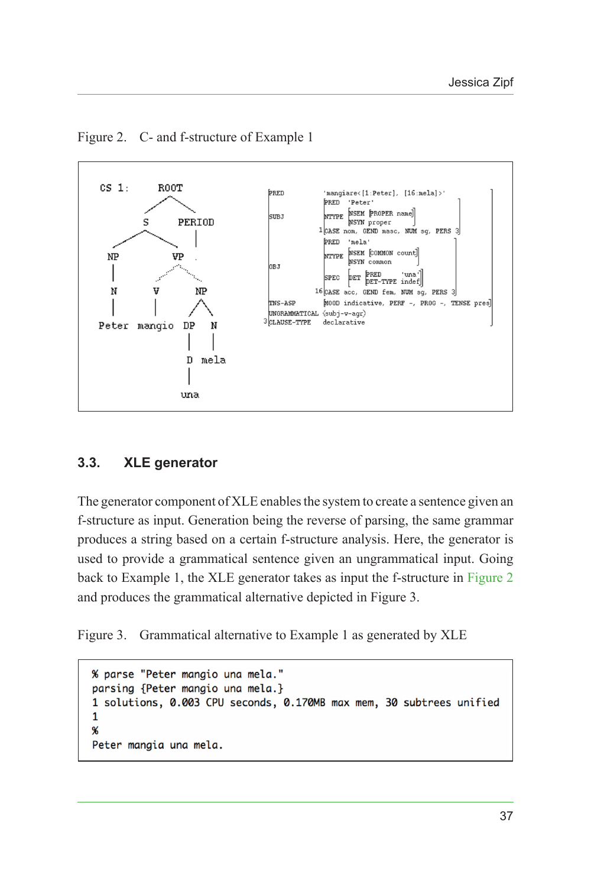Figure 2. C- and f-structure of Example 1

```
CS 1:        ROOT
           /      \
          S       PERIOD
        /   \        |
      NP     VP      .
      |    /  |  \
      N   V   NP
      |   |   /  \
  Peter mangio DP  N
               |   |
               D  mela
               |
              una
```

```
PRED          'mangiare<[1:Peter], [16:mela]>'
SUBJ          PRED   'Peter'
              NTYPE  NSEM [PROPER name]
                     NSYN proper
            1 CASE nom, GEND masc, NUM sg, PERS 3
OBJ           PRED   'mela'
              NTYPE  NSEM [COMMON count]
                     NSYN common
              SPEC   DET  PRED     'una'
                          DET-TYPE indef
           16 CASE acc, GEND fem, NUM sg, PERS 3
TNS-ASP       MOOD indicative, PERF -, PROG -, TENSE pres
UNGRAMMATICAL {subj-v-agr}
3 CLAUSE-TYPE declarative
```

### 3.3. XLE generator

The generator component of XLE enables the system to create a sentence given an f-structure as input. Generation being the reverse of parsing, the same grammar produces a string based on a certain f-structure analysis. Here, the generator is used to provide a grammatical sentence given an ungrammatical input. Going back to Example 1, the XLE generator takes as input the f-structure in Figure 2 and produces the grammatical alternative depicted in Figure 3.

Figure 3. Grammatical alternative to Example 1 as generated by XLE

```
% parse "Peter mangio una mela."
parsing {Peter mangio una mela.}
1 solutions, 0.003 CPU seconds, 0.170MB max mem, 30 subtrees unified
1
%
Peter mangia una mela.
```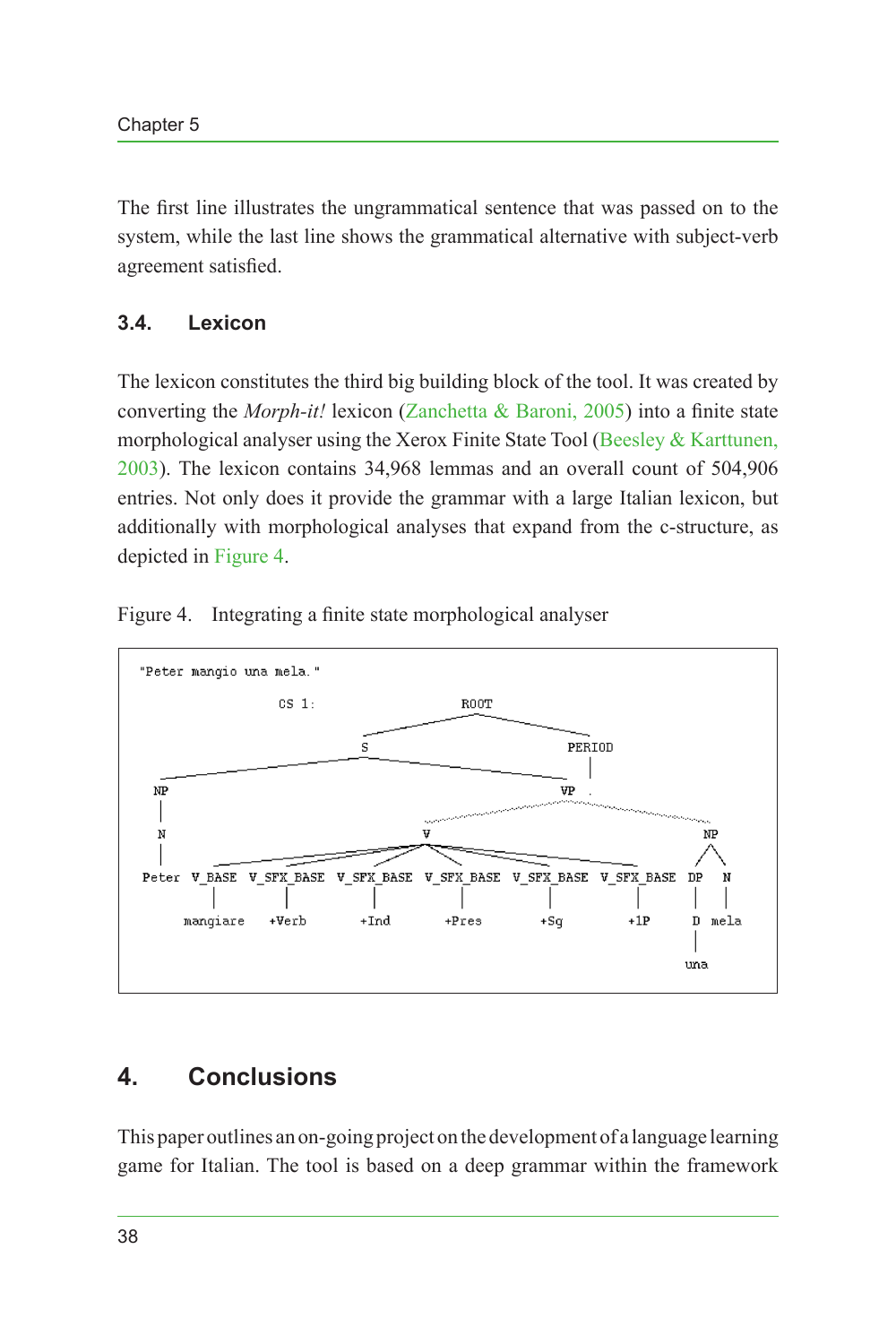The first line illustrates the ungrammatical sentence that was passed on to the system, while the last line shows the grammatical alternative with subject-verb agreement satisfied.

### 3.4. Lexicon

The lexicon constitutes the third big building block of the tool. It was created by converting the *Morph-it!* lexicon (Zanchetta & Baroni, 2005) into a finite state morphological analyser using the Xerox Finite State Tool (Beesley & Karttunen, 2003). The lexicon contains 34,968 lemmas and an overall count of 504,906 entries. Not only does it provide the grammar with a large Italian lexicon, but additionally with morphological analyses that expand from the c-structure, as depicted in Figure 4.

Figure 4. Integrating a finite state morphological analyser

```
"Peter mangio una mela."

CS 1:                         ROOT
                    ___________|___________
                   S                      PERIOD
        ___________|___________             |
       NP                     VP            .
       |              ________|________
       N             V                 NP
       |   __________|__________      /  \
     Peter                           DP   N
  V_BASE  V_SFX_BASE  V_SFX_BASE  V_SFX_BASE  V_SFX_BASE  V_SFX_BASE  |    |
    |         |           |           |           |           |       D   mela
 mangiare   +Verb        +Ind       +Pres        +Sg         +1P      |
                                                                     una
```

## 4. Conclusions

This paper outlines an on-going project on the development of a language learning game for Italian. The tool is based on a deep grammar within the framework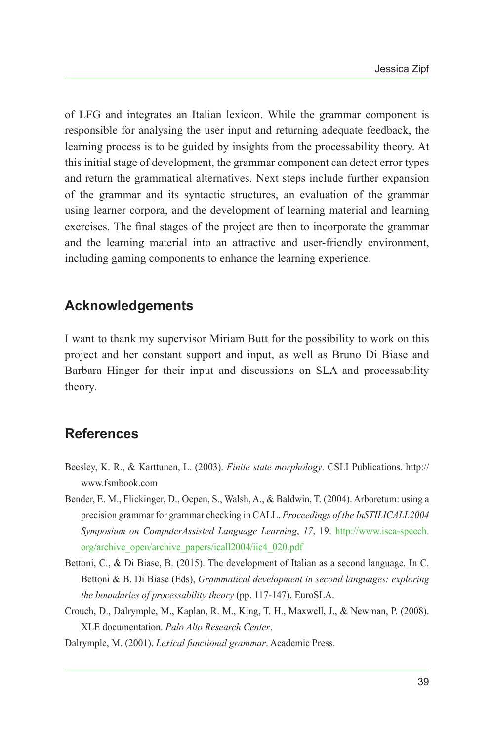of LFG and integrates an Italian lexicon. While the grammar component is responsible for analysing the user input and returning adequate feedback, the learning process is to be guided by insights from the processability theory. At this initial stage of development, the grammar component can detect error types and return the grammatical alternatives. Next steps include further expansion of the grammar and its syntactic structures, an evaluation of the grammar using learner corpora, and the development of learning material and learning exercises. The final stages of the project are then to incorporate the grammar and the learning material into an attractive and user-friendly environment, including gaming components to enhance the learning experience.

## Acknowledgements

I want to thank my supervisor Miriam Butt for the possibility to work on this project and her constant support and input, as well as Bruno Di Biase and Barbara Hinger for their input and discussions on SLA and processability theory.

## References

Beesley, K. R., & Karttunen, L. (2003). *Finite state morphology*. CSLI Publications. http://www.fsmbook.com

Bender, E. M., Flickinger, D., Oepen, S., Walsh, A., & Baldwin, T. (2004). Arboretum: using a precision grammar for grammar checking in CALL. *Proceedings of the InSTILICALL2004 Symposium on ComputerAssisted Language Learning*, *17*, 19. http://www.isca-speech.org/archive_open/archive_papers/icall2004/iic4_020.pdf

Bettoni, C., & Di Biase, B. (2015). The development of Italian as a second language. In C. Bettoni & B. Di Biase (Eds), *Grammatical development in second languages: exploring the boundaries of processability theory* (pp. 117-147). EuroSLA.

Crouch, D., Dalrymple, M., Kaplan, R. M., King, T. H., Maxwell, J., & Newman, P. (2008). XLE documentation. *Palo Alto Research Center*.

Dalrymple, M. (2001). *Lexical functional grammar*. Academic Press.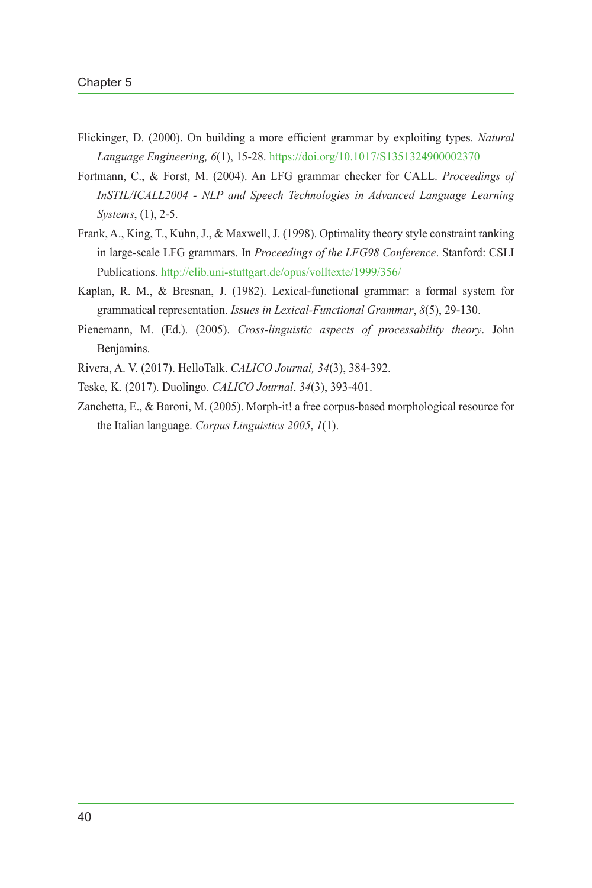Flickinger, D. (2000). On building a more efficient grammar by exploiting types. *Natural Language Engineering, 6*(1), 15-28. https://doi.org/10.1017/S1351324900002370

Fortmann, C., & Forst, M. (2004). An LFG grammar checker for CALL. *Proceedings of InSTIL/ICALL2004 - NLP and Speech Technologies in Advanced Language Learning Systems*, (1), 2-5.

Frank, A., King, T., Kuhn, J., & Maxwell, J. (1998). Optimality theory style constraint ranking in large-scale LFG grammars. In *Proceedings of the LFG98 Conference*. Stanford: CSLI Publications. http://elib.uni-stuttgart.de/opus/volltexte/1999/356/

Kaplan, R. M., & Bresnan, J. (1982). Lexical-functional grammar: a formal system for grammatical representation. *Issues in Lexical-Functional Grammar*, *8*(5), 29-130.

Pienemann, M. (Ed.). (2005). *Cross-linguistic aspects of processability theory*. John Benjamins.

Rivera, A. V. (2017). HelloTalk. *CALICO Journal, 34*(3), 384-392.

Teske, K. (2017). Duolingo. *CALICO Journal*, *34*(3), 393-401.

Zanchetta, E., & Baroni, M. (2005). Morph-it! a free corpus-based morphological resource for the Italian language. *Corpus Linguistics 2005*, *1*(1).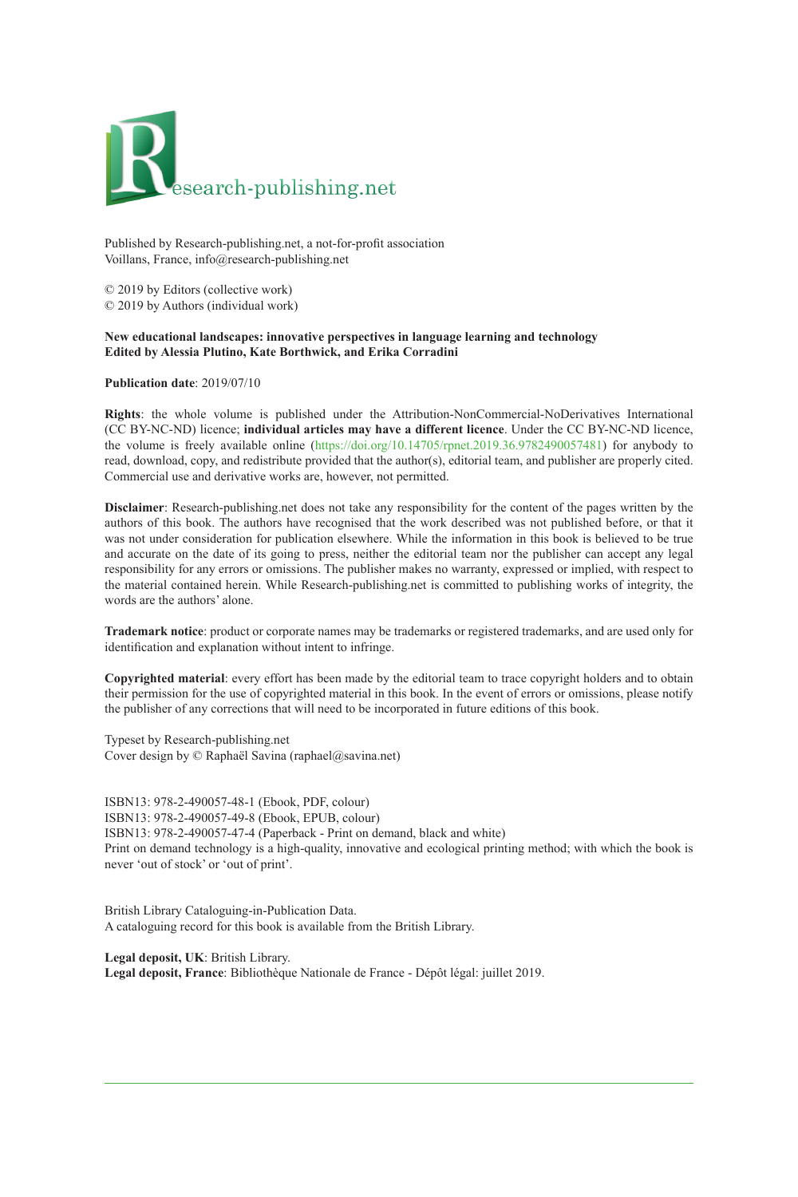Research-publishing.net

Published by Research-publishing.net, a not-for-profit association
Voillans, France, info@research-publishing.net

© 2019 by Editors (collective work)
© 2019 by Authors (individual work)

**New educational landscapes: innovative perspectives in language learning and technology**
**Edited by Alessia Plutino, Kate Borthwick, and Erika Corradini**

**Publication date**: 2019/07/10

**Rights**: the whole volume is published under the Attribution-NonCommercial-NoDerivatives International (CC BY-NC-ND) licence; **individual articles may have a different licence**. Under the CC BY-NC-ND licence, the volume is freely available online (https://doi.org/10.14705/rpnet.2019.36.9782490057481) for anybody to read, download, copy, and redistribute provided that the author(s), editorial team, and publisher are properly cited. Commercial use and derivative works are, however, not permitted.

**Disclaimer**: Research-publishing.net does not take any responsibility for the content of the pages written by the authors of this book. The authors have recognised that the work described was not published before, or that it was not under consideration for publication elsewhere. While the information in this book is believed to be true and accurate on the date of its going to press, neither the editorial team nor the publisher can accept any legal responsibility for any errors or omissions. The publisher makes no warranty, expressed or implied, with respect to the material contained herein. While Research-publishing.net is committed to publishing works of integrity, the words are the authors' alone.

**Trademark notice**: product or corporate names may be trademarks or registered trademarks, and are used only for identification and explanation without intent to infringe.

**Copyrighted material**: every effort has been made by the editorial team to trace copyright holders and to obtain their permission for the use of copyrighted material in this book. In the event of errors or omissions, please notify the publisher of any corrections that will need to be incorporated in future editions of this book.

Typeset by Research-publishing.net
Cover design by © Raphaël Savina (raphael@savina.net)

ISBN13: 978-2-490057-48-1 (Ebook, PDF, colour)
ISBN13: 978-2-490057-49-8 (Ebook, EPUB, colour)
ISBN13: 978-2-490057-47-4 (Paperback - Print on demand, black and white)
Print on demand technology is a high-quality, innovative and ecological printing method; with which the book is never 'out of stock' or 'out of print'.

British Library Cataloguing-in-Publication Data.
A cataloguing record for this book is available from the British Library.

**Legal deposit, UK**: British Library.
**Legal deposit, France**: Bibliothèque Nationale de France - Dépôt légal: juillet 2019.